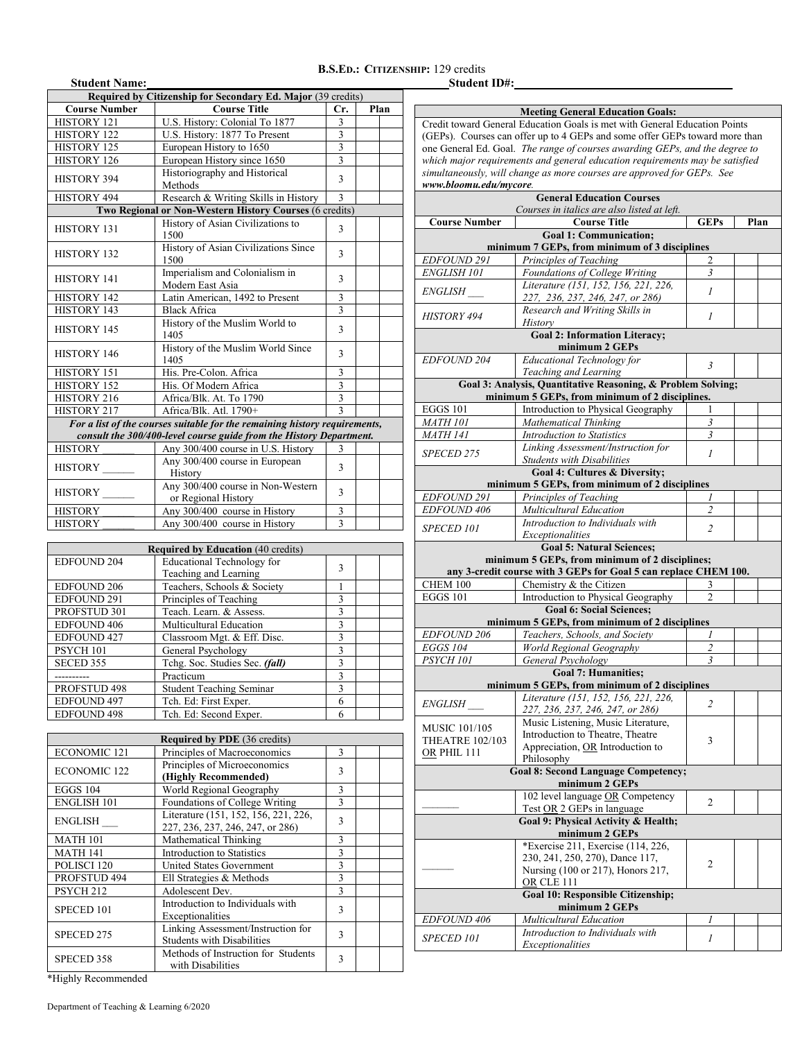# B.S.Ed.: Citizenship: 129 credits

**Student Name:** ______________________________ **Student ID#:** ______________________________

| Required by Citizenship for Secondary Ed. Major (39 credits) | | | |
|---|---|---|---|
| **Course Number** | **Course Title** | **Cr.** | **Plan** |
| HISTORY 121 | U.S. History: Colonial To 1877 | 3 | |
| HISTORY 122 | U.S. History: 1877 To Present | 3 | |
| HISTORY 125 | European History to 1650 | 3 | |
| HISTORY 126 | European History since 1650 | 3 | |
| HISTORY 394 | Historiography and Historical Methods | 3 | |
| HISTORY 494 | Research & Writing Skills in History | 3 | |
| **Two Regional or Non-Western History Courses (6 credits)** | | | |
| HISTORY 131 | History of Asian Civilizations to 1500 | 3 | |
| HISTORY 132 | History of Asian Civilizations Since 1500 | 3 | |
| HISTORY 141 | Imperialism and Colonialism in Modern East Asia | 3 | |
| HISTORY 142 | Latin American, 1492 to Present | 3 | |
| HISTORY 143 | Black Africa | 3 | |
| HISTORY 145 | History of the Muslim World to 1405 | 3 | |
| HISTORY 146 | History of the Muslim World Since 1405 | 3 | |
| HISTORY 151 | His. Pre-Colon. Africa | 3 | |
| HISTORY 152 | His. Of Modern Africa | 3 | |
| HISTORY 216 | Africa/Blk. At. To 1790 | 3 | |
| HISTORY 217 | Africa/Blk. Atl. 1790+ | 3 | |
| ***For a list of the courses suitable for the remaining history requirements, consult the 300/400-level course guide from the History Department.*** | | | |
| HISTORY ______ | Any 300/400 course in U.S. History | 3 | |
| HISTORY ______ | Any 300/400 course in European History | 3 | |
| HISTORY ______ | Any 300/400 course in Non-Western or Regional History | 3 | |
| HISTORY ______ | Any 300/400 course in History | 3 | |
| HISTORY ______ | Any 300/400 course in History | 3 | |

| Required by Education (40 credits) | | | |
|---|---|---|---|
| EDFOUND 204 | Educational Technology for Teaching and Learning | 3 | |
| EDFOUND 206 | Teachers, Schools & Society | 1 | |
| EDFOUND 291 | Principles of Teaching | 3 | |
| PROFSTUD 301 | Teach. Learn. & Assess. | 3 | |
| EDFOUND 406 | Multicultural Education | 3 | |
| EDFOUND 427 | Classroom Mgt. & Eff. Disc. | 3 | |
| PSYCH 101 | General Psychology | 3 | |
| SECED 355 | Tchg. Soc. Studies Sec. ***(fall)*** | 3 | |
| ---------- | Practicum | 3 | |
| PROFSTUD 498 | Student Teaching Seminar | 3 | |
| EDFOUND 497 | Tch. Ed: First Exper. | 6 | |
| EDFOUND 498 | Tch. Ed: Second Exper. | 6 | |

| Required by PDE (36 credits) | | | |
|---|---|---|---|
| ECONOMIC 121 | Principles of Macroeconomics | 3 | |
| ECONOMIC 122 | Principles of Microeconomics **(Highly Recommended)** | 3 | |
| EGGS 104 | World Regional Geography | 3 | |
| ENGLISH 101 | Foundations of College Writing | 3 | |
| ENGLISH ___ | Literature (151, 152, 156, 221, 226, 227, 236, 237, 246, 247, or 286) | 3 | |
| MATH 101 | Mathematical Thinking | 3 | |
| MATH 141 | Introduction to Statistics | 3 | |
| POLISCI 120 | United States Government | 3 | |
| PROFSTUD 494 | Ell Strategies & Methods | 3 | |
| PSYCH 212 | Adolescent Dev. | 3 | |
| SPECED 101 | Introduction to Individuals with Exceptionalities | 3 | |
| SPECED 275 | Linking Assessment/Instruction for Students with Disabilities | 3 | |
| SPECED 358 | Methods of Instruction for Students with Disabilities | 3 | |

*Highly Recommended

**Meeting General Education Goals:**

Credit toward General Education Goals is met with General Education Points (GEPs). Courses can offer up to 4 GEPs and some offer GEPs toward more than one General Ed. Goal. *The range of courses awarding GEPs, and the degree to which major requirements and general education requirements may be satisfied simultaneously, will change as more courses are approved for GEPs. See **www.bloomu.edu/mycore**.*

| General Education Courses *(Courses in italics are also listed at left.)* | | | |
|---|---|---|---|
| **Course Number** | **Course Title** | **GEPs** | **Plan** |
| **Goal 1: Communication; minimum 7 GEPs, from minimum of 3 disciplines** | | | |
| *EDFOUND 291* | *Principles of Teaching* | 2 | |
| *ENGLISH 101* | *Foundations of College Writing* | *3* | |
| *ENGLISH ___* | *Literature (151, 152, 156, 221, 226, 227, 236, 237, 246, 247, or 286)* | *1* | |
| *HISTORY 494* | *Research and Writing Skills in History* | *1* | |
| **Goal 2: Information Literacy; minimum 2 GEPs** | | | |
| *EDFOUND 204* | *Educational Technology for Teaching and Learning* | *3* | |
| **Goal 3: Analysis, Quantitative Reasoning, & Problem Solving; minimum 5 GEPs, from minimum of 2 disciplines.** | | | |
| EGGS 101 | Introduction to Physical Geography | 1 | |
| *MATH 101* | *Mathematical Thinking* | *3* | |
| *MATH 141* | *Introduction to Statistics* | *3* | |
| *SPECED 275* | *Linking Assessment/Instruction for Students with Disabilities* | *1* | |
| **Goal 4: Cultures & Diversity; minimum 5 GEPs, from minimum of 2 disciplines** | | | |
| *EDFOUND 291* | *Principles of Teaching* | *1* | |
| *EDFOUND 406* | *Multicultural Education* | *2* | |
| *SPECED 101* | *Introduction to Individuals with Exceptionalities* | *2* | |
| **Goal 5: Natural Sciences; minimum 5 GEPs, from minimum of 2 disciplines; any 3-credit course with 3 GEPs for Goal 5 can replace CHEM 100.** | | | |
| CHEM 100 | Chemistry & the Citizen | 3 | |
| EGGS 101 | Introduction to Physical Geography | 2 | |
| **Goal 6: Social Sciences; minimum 5 GEPs, from minimum of 2 disciplines** | | | |
| *EDFOUND 206* | *Teachers, Schools, and Society* | *1* | |
| *EGGS 104* | *World Regional Geography* | *2* | |
| *PSYCH 101* | *General Psychology* | *3* | |
| **Goal 7: Humanities; minimum 5 GEPs, from minimum of 2 disciplines** | | | |
| *ENGLISH ___* | *Literature (151, 152, 156, 221, 226, 227, 236, 237, 246, 247, or 286)* | *2* | |
| MUSIC 101/105 THEATRE 102/103 OR PHIL 111 | Music Listening, Music Literature, Introduction to Theatre, Theatre Appreciation, OR Introduction to Philosophy | 3 | |
| **Goal 8: Second Language Competency; minimum 2 GEPs** | | | |
| _______ | 102 level language OR Competency Test OR 2 GEPs in language | 2 | |
| **Goal 9: Physical Activity & Health; minimum 2 GEPs** | | | |
| ______ | *Exercise 211, Exercise (114, 226, 230, 241, 250, 270), Dance 117, Nursing (100 or 217), Honors 217, OR CLE 111 | 2 | |
| **Goal 10: Responsible Citizenship; minimum 2 GEPs** | | | |
| *EDFOUND 406* | *Multicultural Education* | *1* | |
| *SPECED 101* | *Introduction to Individuals with Exceptionalities* | *1* | |

Department of Teaching & Learning 6/2020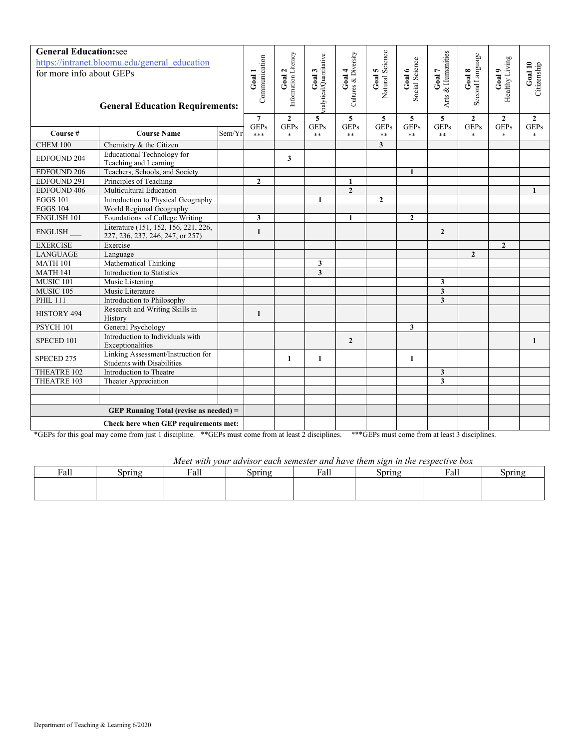| **General Education:** see https://intranet.bloomu.edu/general_education for more info about GEPs **General Education Requirements:** | | | **Goal 1** Communication | **Goal 2** Information Literacy | **Goal 3** Analytical/Quantitative | **Goal 4** Cultures & Diversity | **Goal 5** Natural Science | **Goal 6** Social Science | **Goal 7** Arts & Humanities | **Goal 8** Second Language | **Goal 9** Healthy Living | **Goal 10** Citizenship |
|---|---|---|---|---|---|---|---|---|---|---|---|---|
| **Course #** | **Course Name** | Sem/Yr | **7** GEPs *** | **2** GEPs * | **5** GEPs ** | **5** GEPs ** | **5** GEPs ** | **5** GEPs ** | **5** GEPs ** | **2** GEPs * | **2** GEPs * | **2** GEPs * |
| CHEM 100 | Chemistry & the Citizen | | | | | | **3** | | | | | |
| EDFOUND 204 | Educational Technology for Teaching and Learning | | | **3** | | | | | | | | |
| EDFOUND 206 | Teachers, Schools, and Society | | | | | | | **1** | | | | |
| EDFOUND 291 | Principles of Teaching | | **2** | | | **1** | | | | | | |
| EDFOUND 406 | Multicultural Education | | | | | **2** | | | | | | **1** |
| EGGS 101 | Introduction to Physical Geography | | | | **1** | | **2** | | | | | |
| EGGS 104 | World Regional Geography | | | | | | | | | | | |
| ENGLISH 101 | Foundations of College Writing | | **3** | | | **1** | | **2** | | | | |
| ENGLISH ___ | Literature (151, 152, 156, 221, 226, 227, 236, 237, 246, 247, or 257) | | **1** | | | | | | **2** | | | |
| EXERCISE | Exercise | | | | | | | | | | **2** | |
| LANGUAGE | Language | | | | | | | | | **2** | | |
| MATH 101 | Mathematical Thinking | | | | **3** | | | | | | | |
| MATH 141 | Introduction to Statistics | | | | **3** | | | | | | | |
| MUSIC 101 | Music Listening | | | | | | | | **3** | | | |
| MUSIC 105 | Music Literature | | | | | | | | **3** | | | |
| PHIL 111 | Introduction to Philosophy | | | | | | | | **3** | | | |
| HISTORY 494 | Research and Writing Skills in History | | **1** | | | | | | | | | |
| PSYCH 101 | General Psychology | | | | | | | **3** | | | | |
| SPECED 101 | Introduction to Individuals with Exceptionalities | | | | | **2** | | | | | | **1** |
| SPECED 275 | Linking Assessment/Instruction for Students with Disabilities | | | **1** | **1** | | | **1** | | | | |
| THEATRE 102 | Introduction to Theatre | | | | | | | | **3** | | | |
| THEATRE 103 | Theater Appreciation | | | | | | | | **3** | | | |
| | | | | | | | | | | | | |
| | | | | | | | | | | | | |
| **GEP Running Total (revise as needed) =** | | | | | | | | | | | | |
| **Check here when GEP requirements met:** | | | | | | | | | | | | |

*GEPs for this goal may come from just 1 discipline. **GEPs must come from at least 2 disciplines. ***GEPs must come from at least 3 disciplines.

*Meet with your advisor each semester and have them sign in the respective box*

| Fall | Spring | Fall | Spring | Fall | Spring | Fall | Spring |
|---|---|---|---|---|---|---|---|
| | | | | | | | |

Department of Teaching & Learning 6/2020